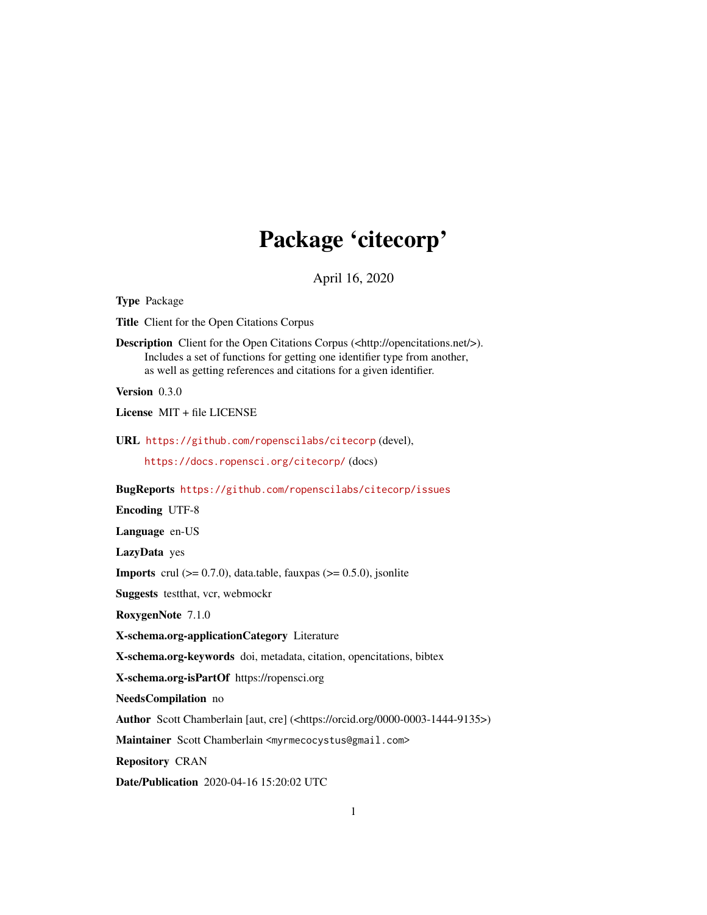# Package 'citecorp'

April 16, 2020

**Type** Package

**Title** Client for the Open Citations Corpus

**Description** Client for the Open Citations Corpus (<http://opencitations.net/>). Includes a set of functions for getting one identifier type from another, as well as getting references and citations for a given identifier.

**Version** 0.3.0

**License** MIT + file LICENSE

**URL** https://github.com/ropenscilabs/citecorp (devel), https://docs.ropensci.org/citecorp/ (docs)

**BugReports** https://github.com/ropenscilabs/citecorp/issues

**Encoding** UTF-8

**Language** en-US

**LazyData** yes

**Imports** crul (>= 0.7.0), data.table, fauxpas (>= 0.5.0), jsonlite

**Suggests** testthat, vcr, webmockr

**RoxygenNote** 7.1.0

**X-schema.org-applicationCategory** Literature

**X-schema.org-keywords** doi, metadata, citation, opencitations, bibtex

**X-schema.org-isPartOf** https://ropensci.org

**NeedsCompilation** no

**Author** Scott Chamberlain [aut, cre] (<https://orcid.org/0000-0003-1444-9135>)

**Maintainer** Scott Chamberlain <myrmecocystus@gmail.com>

**Repository** CRAN

**Date/Publication** 2020-04-16 15:20:02 UTC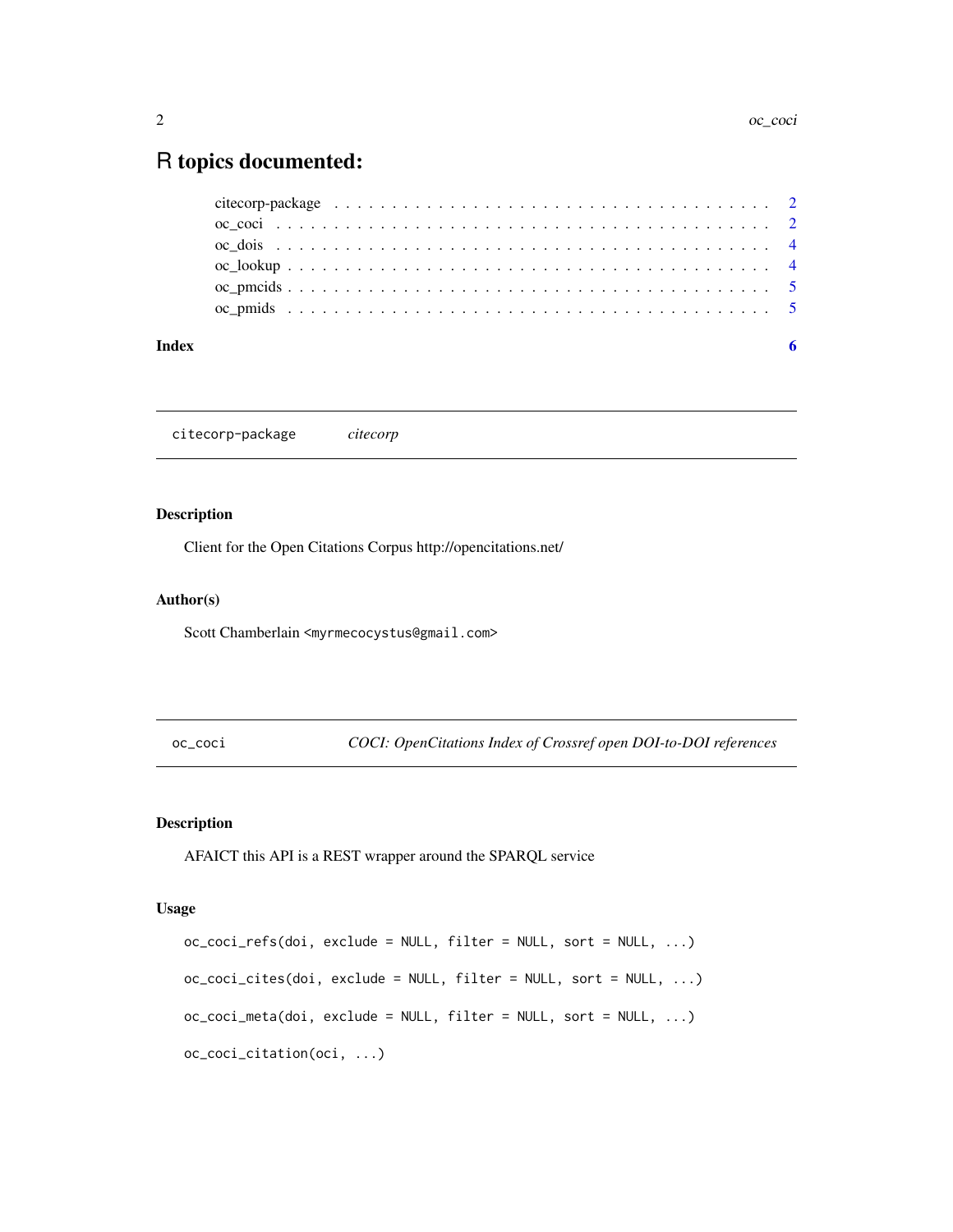# R topics documented:

citecorp-package . . . . . . . . . . . . . . . . . . . . . . . . . . . . . . . . . . . . . . 2
oc_coci . . . . . . . . . . . . . . . . . . . . . . . . . . . . . . . . . . . . . . . . . . . 2
oc_dois . . . . . . . . . . . . . . . . . . . . . . . . . . . . . . . . . . . . . . . . . . . 4
oc_lookup . . . . . . . . . . . . . . . . . . . . . . . . . . . . . . . . . . . . . . . . . . 4
oc_pmcids . . . . . . . . . . . . . . . . . . . . . . . . . . . . . . . . . . . . . . . . . . 5
oc_pmids . . . . . . . . . . . . . . . . . . . . . . . . . . . . . . . . . . . . . . . . . . 5

**Index** **6**

---

`citecorp-package` *citecorp*

---

### Description

Client for the Open Citations Corpus http://opencitations.net/

### Author(s)

Scott Chamberlain <myrmecocystus@gmail.com>

---

`oc_coci` *COCI: OpenCitations Index of Crossref open DOI-to-DOI references*

---

### Description

AFAICT this API is a REST wrapper around the SPARQL service

### Usage

```
oc_coci_refs(doi, exclude = NULL, filter = NULL, sort = NULL, ...)

oc_coci_cites(doi, exclude = NULL, filter = NULL, sort = NULL, ...)

oc_coci_meta(doi, exclude = NULL, filter = NULL, sort = NULL, ...)

oc_coci_citation(oci, ...)
```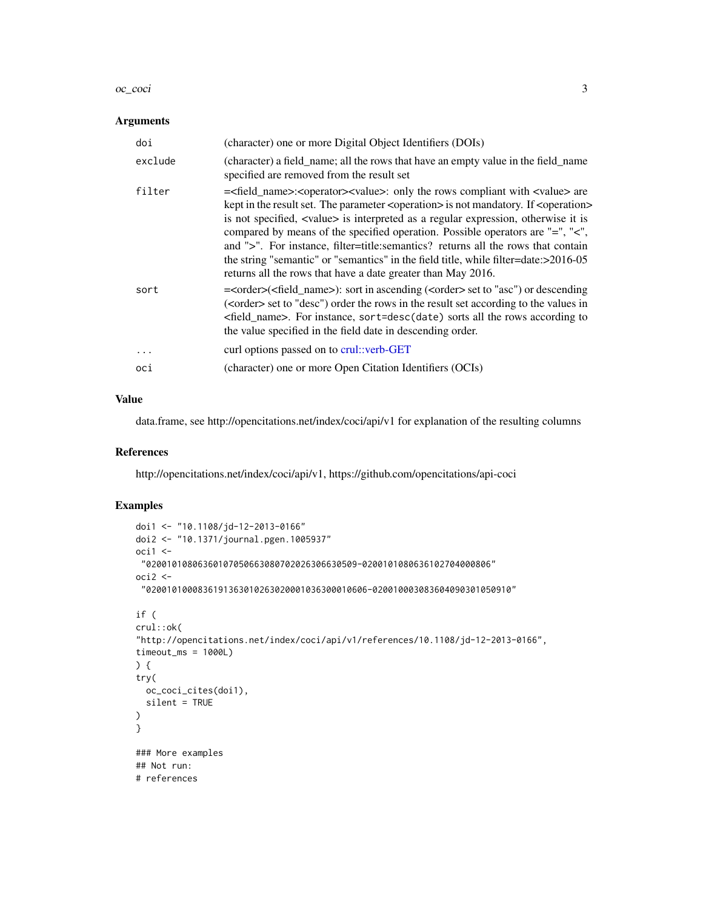## Arguments

| | |
|---|---|
| doi | (character) one or more Digital Object Identifiers (DOIs) |
| exclude | (character) a field_name; all the rows that have an empty value in the field_name specified are removed from the result set |
| filter | =<field_name>:<operator><value>: only the rows compliant with <value> are kept in the result set. The parameter <operation> is not mandatory. If <operation> is not specified, <value> is interpreted as a regular expression, otherwise it is compared by means of the specified operation. Possible operators are "=", "<", and ">". For instance, filter=title:semantics? returns all the rows that contain the string "semantic" or "semantics" in the field title, while filter=date:>2016-05 returns all the rows that have a date greater than May 2016. |
| sort | =<order>(<field_name>): sort in ascending (<order> set to "asc") or descending (<order> set to "desc") order the rows in the result set according to the values in <field_name>. For instance, `sort=desc(date)` sorts all the rows according to the value specified in the field date in descending order. |
| ... | curl options passed on to crul::verb-GET |
| oci | (character) one or more Open Citation Identifiers (OCIs) |

## Value

data.frame, see http://opencitations.net/index/coci/api/v1 for explanation of the resulting columns

## References

http://opencitations.net/index/coci/api/v1, https://github.com/opencitations/api-coci

## Examples

```
doi1 <- "10.1108/jd-12-2013-0166"
doi2 <- "10.1371/journal.pgen.1005937"
oci1 <-
 "020010108063601070506630807020263066305 09-0200101080636102704000806"
oci2 <-
 "02001010008361913630102630200010363000 10606-020010003083604090301050910"

if (
crul::ok(
"http://opencitations.net/index/coci/api/v1/references/10.1108/jd-12-2013-0166",
timeout_ms = 1000L)
) {
try(
  oc_coci_cites(doi1),
  silent = TRUE
)
}

### More examples
## Not run:
# references
```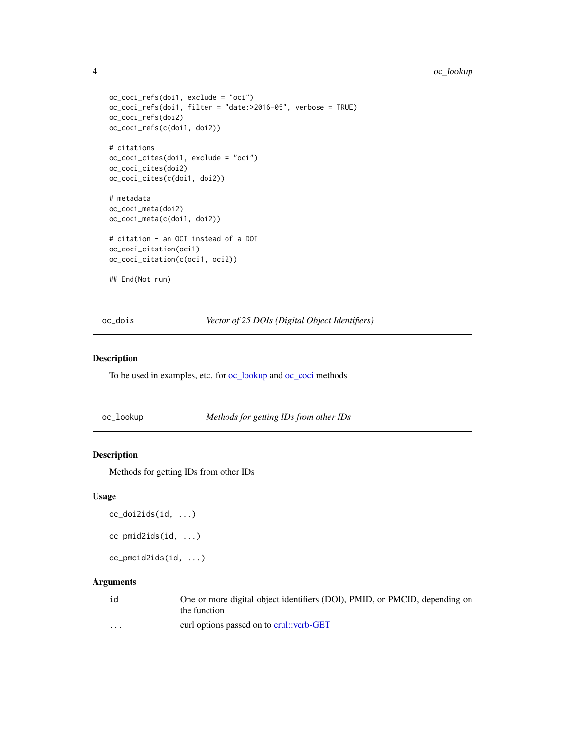```
oc_coci_refs(doi1, exclude = "oci")
oc_coci_refs(doi1, filter = "date:>2016-05", verbose = TRUE)
oc_coci_refs(doi2)
oc_coci_refs(c(doi1, doi2))

# citations
oc_coci_cites(doi1, exclude = "oci")
oc_coci_cites(doi2)
oc_coci_cites(c(doi1, doi2))

# metadata
oc_coci_meta(doi2)
oc_coci_meta(c(doi1, doi2))

# citation - an OCI instead of a DOI
oc_coci_citation(oci1)
oc_coci_citation(c(oci1, oci2))

## End(Not run)
```

## oc_dois — *Vector of 25 DOIs (Digital Object Identifiers)*

### Description

To be used in examples, etc. for oc_lookup and oc_coci methods

## oc_lookup — *Methods for getting IDs from other IDs*

### Description

Methods for getting IDs from other IDs

### Usage

```
oc_doi2ids(id, ...)

oc_pmid2ids(id, ...)

oc_pmcid2ids(id, ...)
```

### Arguments

| | |
|---|---|
| id | One or more digital object identifiers (DOI), PMID, or PMCID, depending on the function |
| ... | curl options passed on to crul::verb-GET |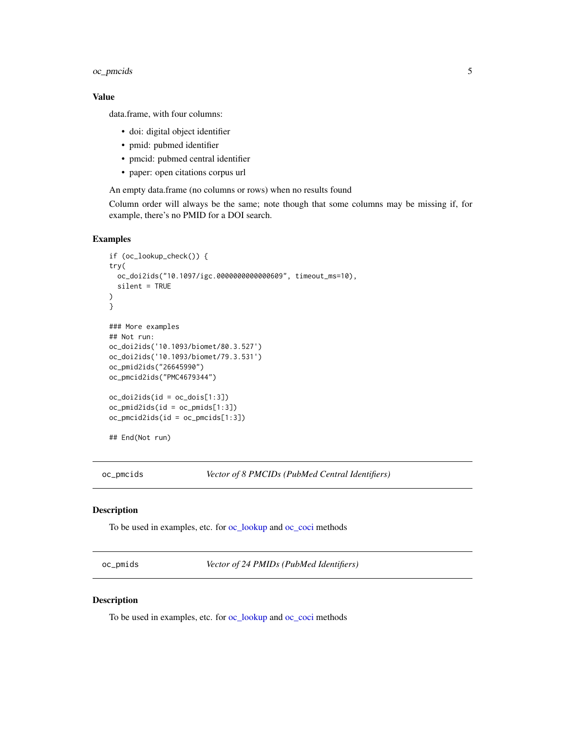## Value

data.frame, with four columns:

- doi: digital object identifier
- pmid: pubmed identifier
- pmcid: pubmed central identifier
- paper: open citations corpus url

An empty data.frame (no columns or rows) when no results found

Column order will always be the same; note though that some columns may be missing if, for example, there's no PMID for a DOI search.

## Examples

```
if (oc_lookup_check()) {
try(
  oc_doi2ids("10.1097/igc.0000000000000609", timeout_ms=10),
  silent = TRUE
)
}

### More examples
## Not run:
oc_doi2ids('10.1093/biomet/80.3.527')
oc_doi2ids('10.1093/biomet/79.3.531')
oc_pmid2ids("26645990")
oc_pmcid2ids("PMC4679344")

oc_doi2ids(id = oc_dois[1:3])
oc_pmid2ids(id = oc_pmids[1:3])
oc_pmcid2ids(id = oc_pmcids[1:3])

## End(Not run)
```

---

# oc_pmcids — *Vector of 8 PMCIDs (PubMed Central Identifiers)*

## Description

To be used in examples, etc. for oc_lookup and oc_coci methods

---

# oc_pmids — *Vector of 24 PMIDs (PubMed Identifiers)*

## Description

To be used in examples, etc. for oc_lookup and oc_coci methods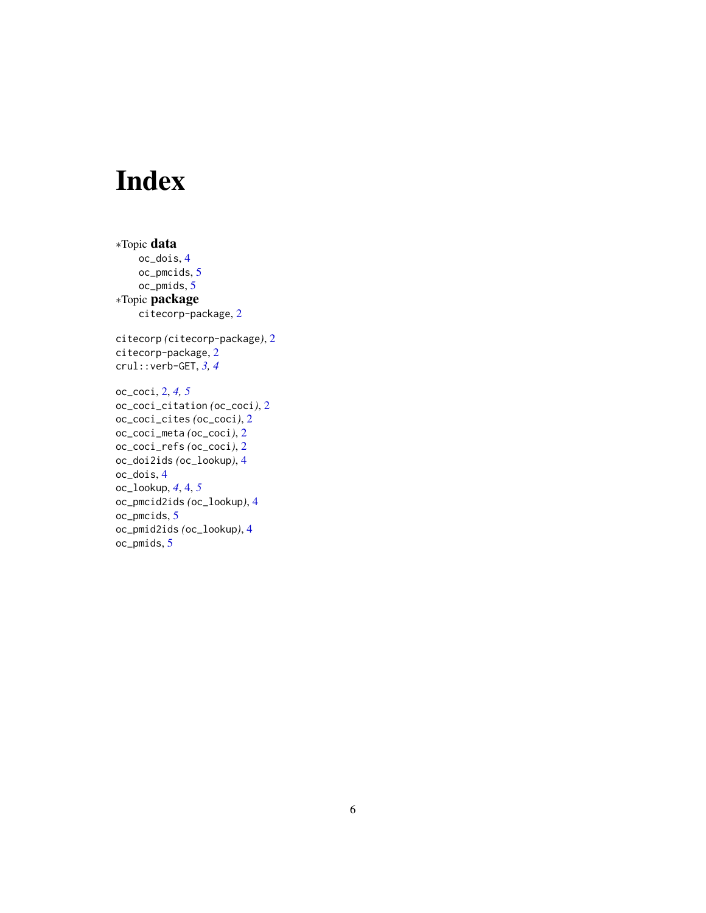# Index

*Topic **data**
  oc_dois, 4
  oc_pmcids, 5
  oc_pmids, 5
*Topic **package**
  citecorp-package, 2

citecorp *(citecorp-package)*, 2
citecorp-package, 2
crul::verb-GET, *3, 4*

oc_coci, 2, *4, 5*
oc_coci_citation *(oc_coci)*, 2
oc_coci_cites *(oc_coci)*, 2
oc_coci_meta *(oc_coci)*, 2
oc_coci_refs *(oc_coci)*, 2
oc_doi2ids *(oc_lookup)*, 4
oc_dois, 4
oc_lookup, *4*, 4, *5*
oc_pmcid2ids *(oc_lookup)*, 4
oc_pmcids, 5
oc_pmid2ids *(oc_lookup)*, 4
oc_pmids, 5